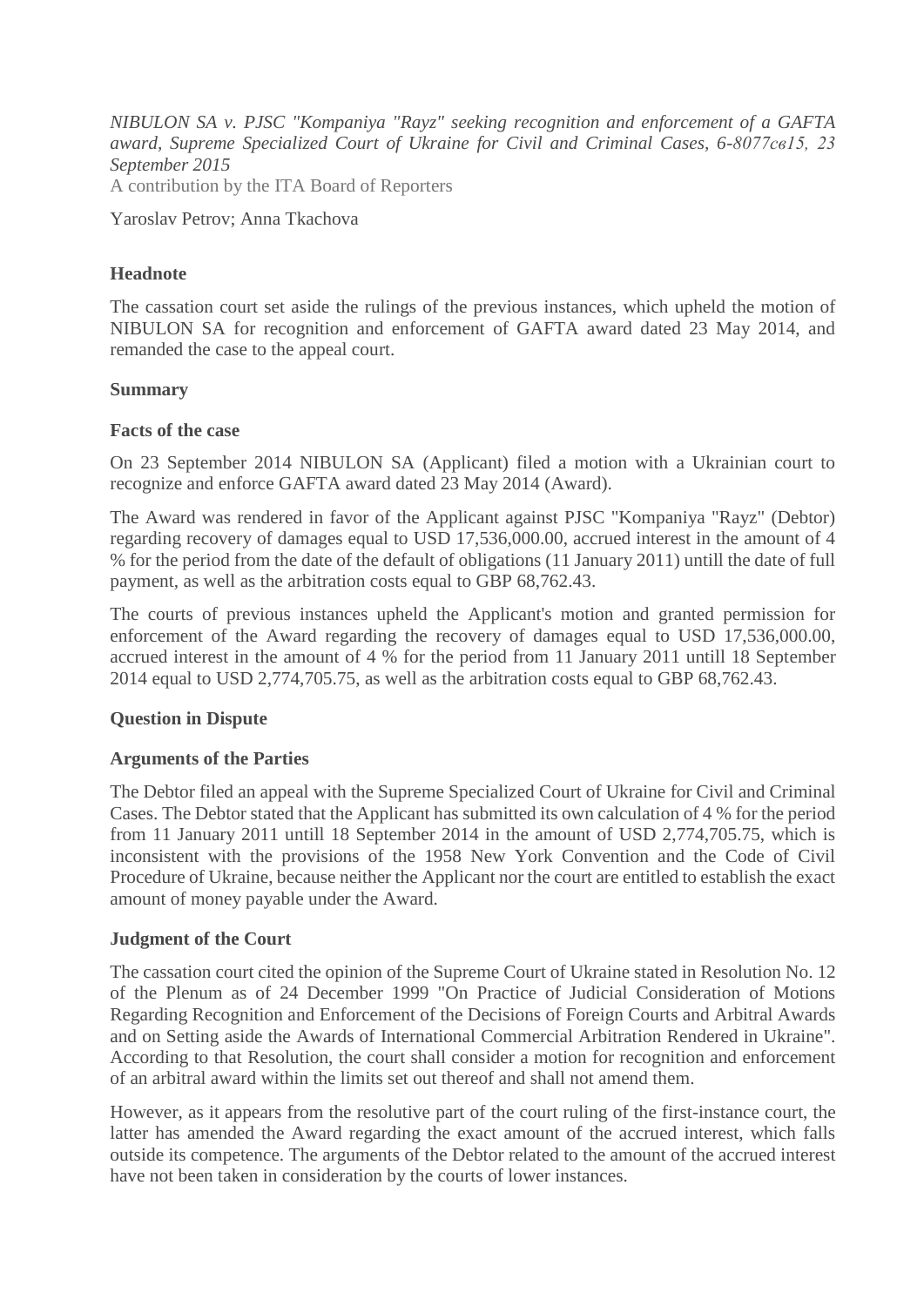*NIBULON SA v. PJSC "Kompaniya "Rayz" seeking recognition and enforcement of a GAFTA award, Supreme Specialized Court of Ukraine for Civil and Criminal Cases, 6-8077св15, 23 September 2015*

A contribution by the ITA Board of Reporters

Yaroslav Petrov; Anna Tkachova

**Headnote**

The cassation court set aside the rulings of the previous instances, which upheld the motion of NIBULON SA for recognition and enforcement of GAFTA award dated 23 May 2014, and remanded the case to the appeal court.

**Summary**

**Facts of the case**

On 23 September 2014 NIBULON SA (Applicant) filed a motion with a Ukrainian court to recognize and enforce GAFTA award dated 23 May 2014 (Award).

The Award was rendered in favor of the Applicant against PJSC "Kompaniya "Rayz" (Debtor) regarding recovery of damages equal to USD 17,536,000.00, accrued interest in the amount of 4 % for the period from the date of the default of obligations (11 January 2011) untill the date of full payment, as well as the arbitration costs equal to GBP 68,762.43.

The courts of previous instances upheld the Applicant's motion and granted permission for enforcement of the Award regarding the recovery of damages equal to USD 17,536,000.00, accrued interest in the amount of 4 % for the period from 11 January 2011 untill 18 September 2014 equal to USD 2,774,705.75, as well as the arbitration costs equal to GBP 68,762.43.

**Question in Dispute**

**Arguments of the Parties**

The Debtor filed an appeal with the Supreme Specialized Court of Ukraine for Civil and Criminal Cases. The Debtor stated that the Applicant has submitted its own calculation of 4 % for the period from 11 January 2011 untill 18 September 2014 in the amount of USD 2,774,705.75, which is inconsistent with the provisions of the 1958 New York Convention and the Code of Civil Procedure of Ukraine, because neither the Applicant nor the court are entitled to establish the exact amount of money payable under the Award.

**Judgment of the Court**

The cassation court cited the opinion of the Supreme Court of Ukraine stated in Resolution No. 12 of the Plenum as of 24 December 1999 "On Practice of Judicial Consideration of Motions Regarding Recognition and Enforcement of the Decisions of Foreign Courts and Arbitral Awards and on Setting aside the Awards of International Commercial Arbitration Rendered in Ukraine". According to that Resolution, the court shall consider a motion for recognition and enforcement of an arbitral award within the limits set out thereof and shall not amend them.

However, as it appears from the resolutive part of the court ruling of the first-instance court, the latter has amended the Award regarding the exact amount of the accrued interest, which falls outside its competence. The arguments of the Debtor related to the amount of the accrued interest have not been taken in consideration by the courts of lower instances.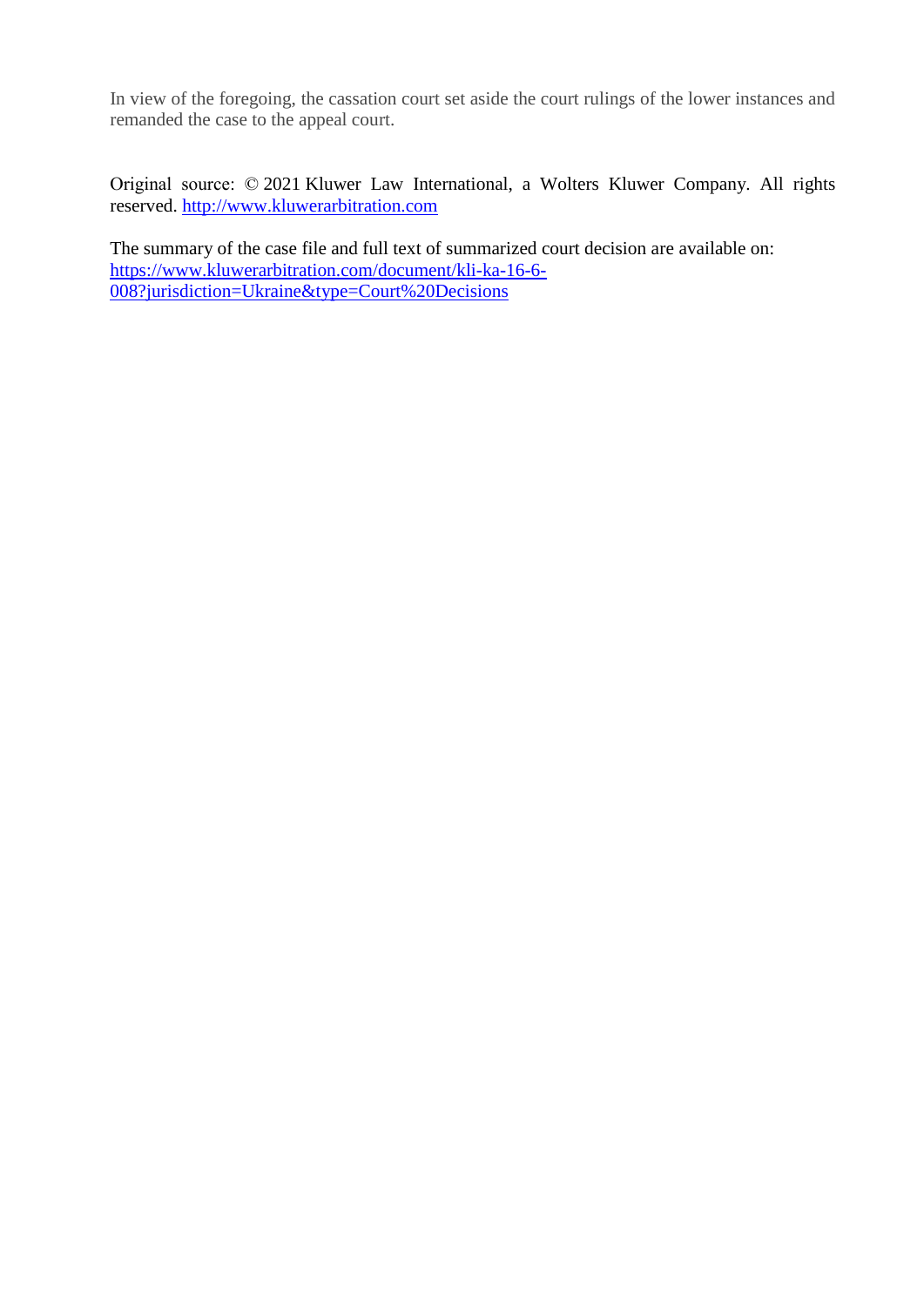In view of the foregoing, the cassation court set aside the court rulings of the lower instances and remanded the case to the appeal court.

Original source: © 2021 Kluwer Law International, a Wolters Kluwer Company. All rights reserved. [http://www.kluwerarbitration.com](http://www.kluwerarbitration.com)

The summary of the case file and full text of summarized court decision are available on: [https://www.kluwerarbitration.com/document/kli-ka-16-6-008?jurisdiction=Ukraine&type=Court%20Decisions](https://www.kluwerarbitration.com/document/kli-ka-16-6-008?jurisdiction=Ukraine&type=Court%20Decisions)